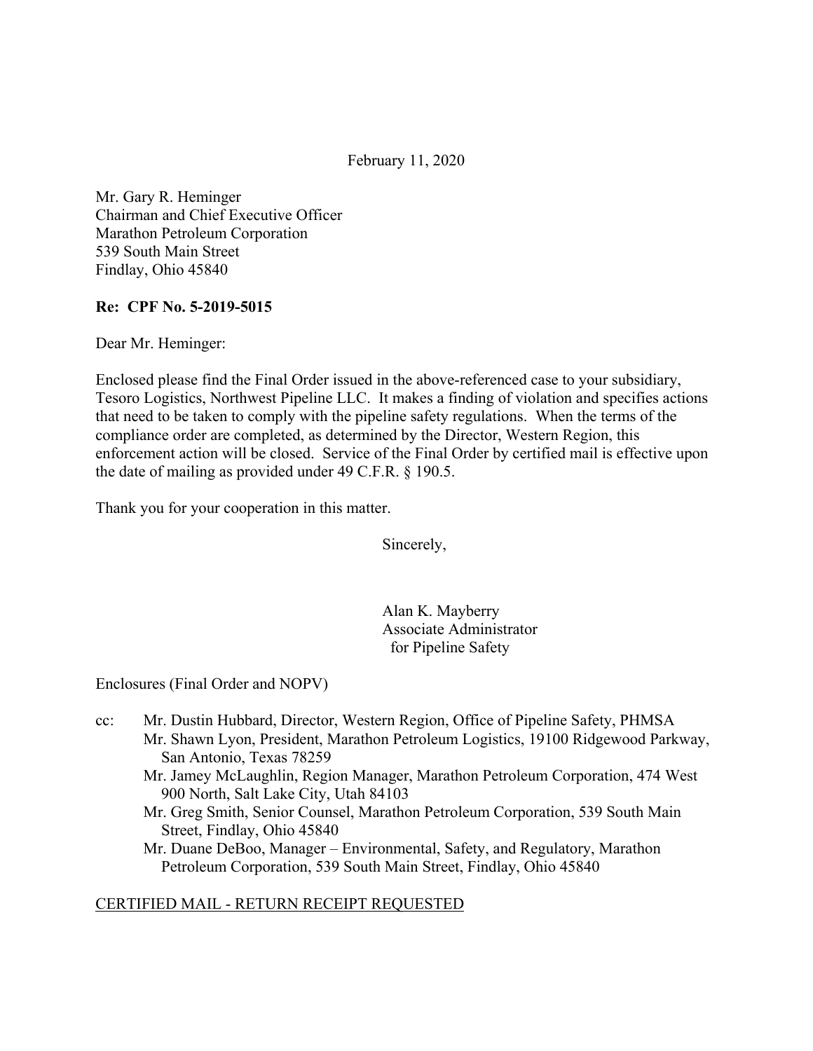February 11, 2020

Mr. Gary R. Heminger
Chairman and Chief Executive Officer
Marathon Petroleum Corporation
539 South Main Street
Findlay, Ohio 45840

**Re: CPF No. 5-2019-5015**

Dear Mr. Heminger:

Enclosed please find the Final Order issued in the above-referenced case to your subsidiary, Tesoro Logistics, Northwest Pipeline LLC. It makes a finding of violation and specifies actions that need to be taken to comply with the pipeline safety regulations. When the terms of the compliance order are completed, as determined by the Director, Western Region, this enforcement action will be closed. Service of the Final Order by certified mail is effective upon the date of mailing as provided under 49 C.F.R. § 190.5.

Thank you for your cooperation in this matter.

Sincerely,

Alan K. Mayberry
Associate Administrator
for Pipeline Safety

Enclosures (Final Order and NOPV)

cc: Mr. Dustin Hubbard, Director, Western Region, Office of Pipeline Safety, PHMSA
Mr. Shawn Lyon, President, Marathon Petroleum Logistics, 19100 Ridgewood Parkway, San Antonio, Texas 78259
Mr. Jamey McLaughlin, Region Manager, Marathon Petroleum Corporation, 474 West 900 North, Salt Lake City, Utah 84103
Mr. Greg Smith, Senior Counsel, Marathon Petroleum Corporation, 539 South Main Street, Findlay, Ohio 45840
Mr. Duane DeBoo, Manager – Environmental, Safety, and Regulatory, Marathon Petroleum Corporation, 539 South Main Street, Findlay, Ohio 45840

CERTIFIED MAIL - RETURN RECEIPT REQUESTED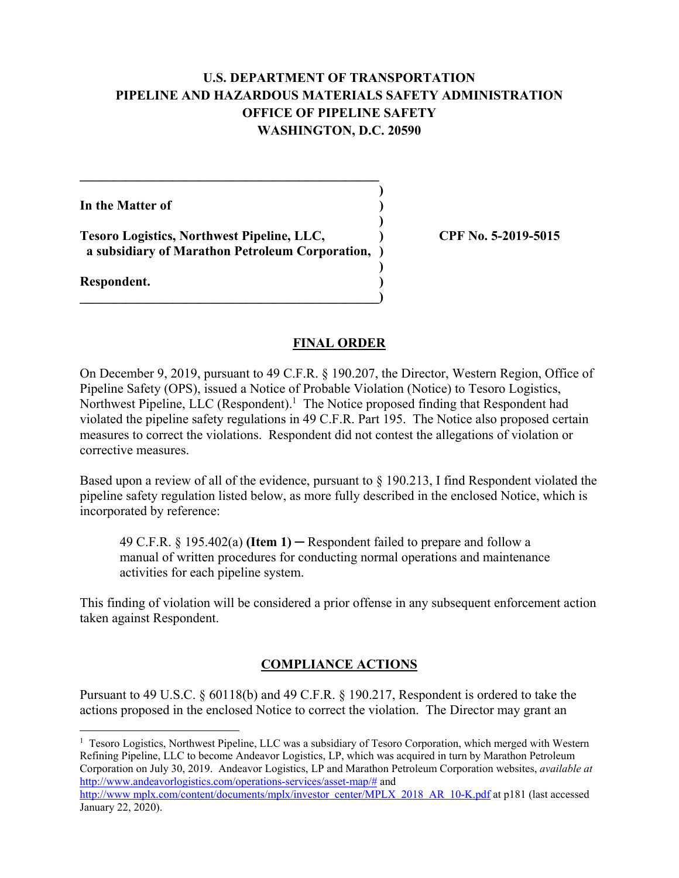# U.S. DEPARTMENT OF TRANSPORTATION
# PIPELINE AND HAZARDOUS MATERIALS SAFETY ADMINISTRATION
# OFFICE OF PIPELINE SAFETY
# WASHINGTON, D.C. 20590

In the Matter of

**Tesoro Logistics, Northwest Pipeline, LLC,**
**a subsidiary of Marathon Petroleum Corporation,**

**Respondent.**

**CPF No. 5-2019-5015**

## FINAL ORDER

On December 9, 2019, pursuant to 49 C.F.R. § 190.207, the Director, Western Region, Office of Pipeline Safety (OPS), issued a Notice of Probable Violation (Notice) to Tesoro Logistics, Northwest Pipeline, LLC (Respondent).[1] The Notice proposed finding that Respondent had violated the pipeline safety regulations in 49 C.F.R. Part 195. The Notice also proposed certain measures to correct the violations. Respondent did not contest the allegations of violation or corrective measures.

Based upon a review of all of the evidence, pursuant to § 190.213, I find Respondent violated the pipeline safety regulation listed below, as more fully described in the enclosed Notice, which is incorporated by reference:

> 49 C.F.R. § 195.402(a) **(Item 1)** ─ Respondent failed to prepare and follow a manual of written procedures for conducting normal operations and maintenance activities for each pipeline system.

This finding of violation will be considered a prior offense in any subsequent enforcement action taken against Respondent.

## COMPLIANCE ACTIONS

Pursuant to 49 U.S.C. § 60118(b) and 49 C.F.R. § 190.217, Respondent is ordered to take the actions proposed in the enclosed Notice to correct the violation. The Director may grant an

---

[1] Tesoro Logistics, Northwest Pipeline, LLC was a subsidiary of Tesoro Corporation, which merged with Western Refining Pipeline, LLC to become Andeavor Logistics, LP, which was acquired in turn by Marathon Petroleum Corporation on July 30, 2019. Andeavor Logistics, LP and Marathon Petroleum Corporation websites, *available at* http://www.andeavorlogistics.com/operations-services/asset-map/# and http://www mplx.com/content/documents/mplx/investor_center/MPLX_2018_AR_10-K.pdf at p181 (last accessed January 22, 2020).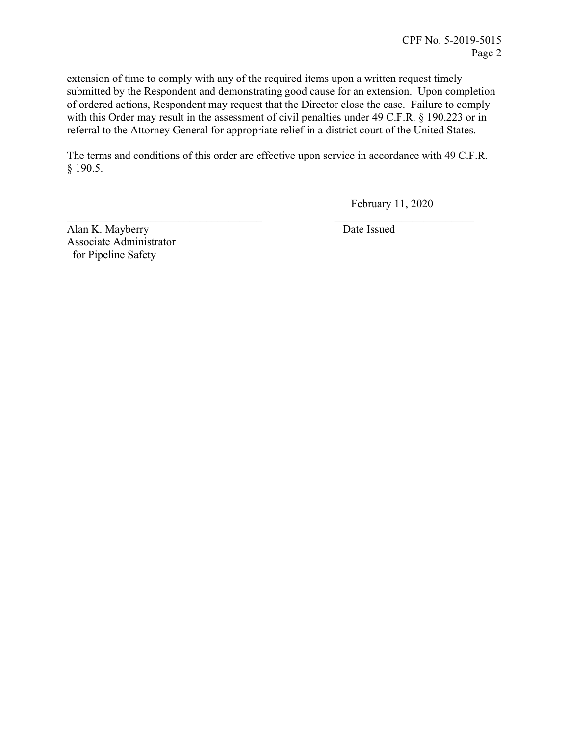extension of time to comply with any of the required items upon a written request timely submitted by the Respondent and demonstrating good cause for an extension. Upon completion of ordered actions, Respondent may request that the Director close the case. Failure to comply with this Order may result in the assessment of civil penalties under 49 C.F.R. § 190.223 or in referral to the Attorney General for appropriate relief in a district court of the United States.

The terms and conditions of this order are effective upon service in accordance with 49 C.F.R. § 190.5.

February 11, 2020

\_\_\_\_\_\_\_\_\_\_\_\_\_\_\_\_\_\_\_\_\_\_\_\_\_\_\_\_\_\_\_\_\_\_ \_\_\_\_\_\_\_\_\_\_\_\_\_\_\_\_\_\_\_\_\_\_\_\_\_\_\_\_

Alan K. Mayberry
Associate Administrator
for Pipeline Safety

Date Issued